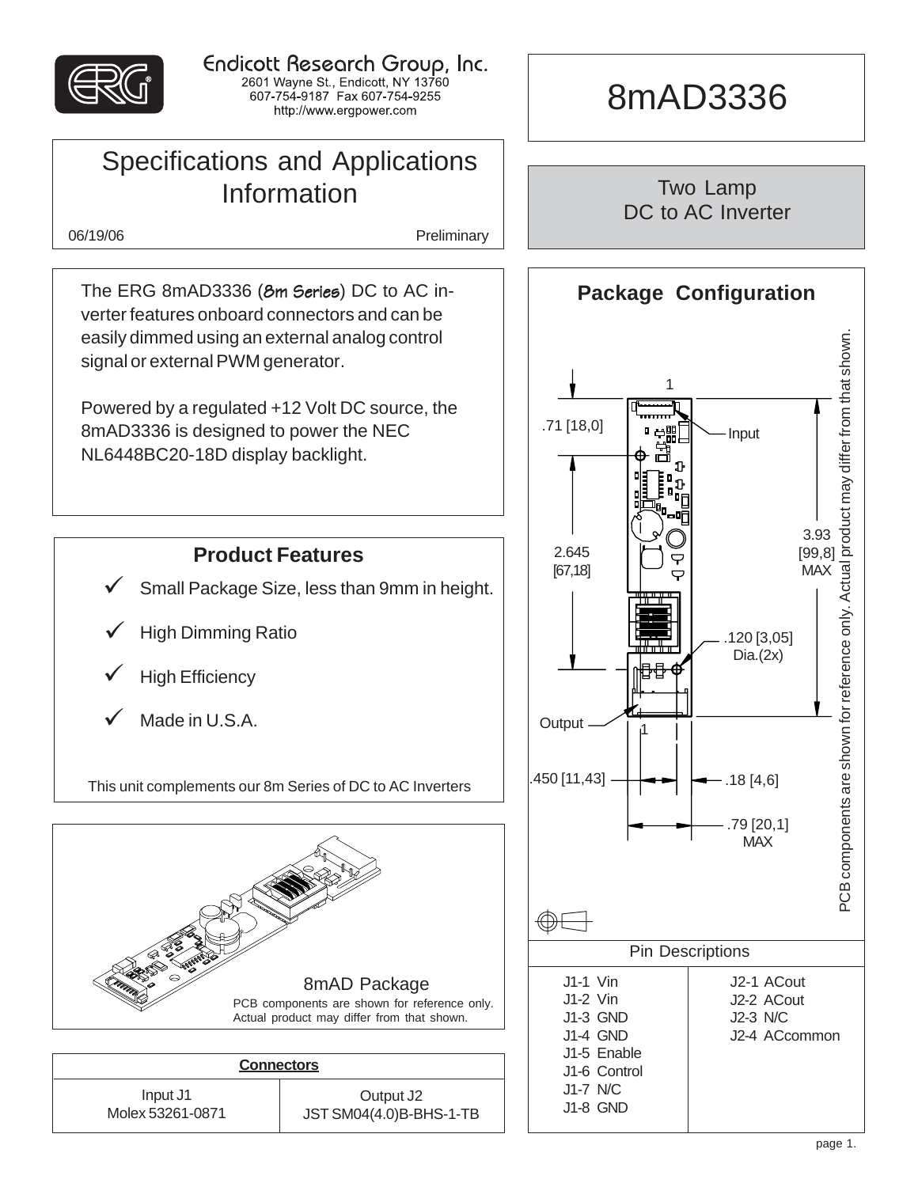Endicott Research Group, Inc.
2601 Wayne St., Endicott, NY 13760
607-754-9187 Fax 607-754-9255
http://www.ergpower.com

# 8mAD3336

## Specifications and Applications Information

06/19/06 Preliminary

## Two Lamp DC to AC Inverter

The ERG 8mAD3336 (8m Series) DC to AC inverter features onboard connectors and can be easily dimmed using an external analog control signal or external PWM generator.

Powered by a regulated +12 Volt DC source, the 8mAD3336 is designed to power the NEC NL6448BC20-18D display backlight.

## Product Features

- ✓ Small Package Size, less than 9mm in height.
- ✓ High Dimming Ratio
- ✓ High Efficiency
- ✓ Made in U.S.A.

This unit complements our 8m Series of DC to AC Inverters

8mAD Package

PCB components are shown for reference only. Actual product may differ from that shown.

| Connectors | |
|---|---|
| Input J1<br>Molex 53261-0871 | Output J2<br>JST SM04(4.0)B-BHS-1-TB |

## Package Configuration

Input; Output; 1; 1

.71 [18,0]

2.645 [67,18]

3.93 [99,8] MAX

.120 [3,05] Dia.(2x)

.450 [11,43]

.18 [4,6]

.79 [20,1] MAX

PCB components are shown for reference only. Actual product may differ from that shown.

### Pin Descriptions

| J1 | J2 |
|---|---|
| J1-1 Vin | J2-1 ACout |
| J1-2 Vin | J2-2 ACout |
| J1-3 GND | J2-3 N/C |
| J1-4 GND | J2-4 ACcommon |
| J1-5 Enable | |
| J1-6 Control | |
| J1-7 N/C | |
| J1-8 GND | |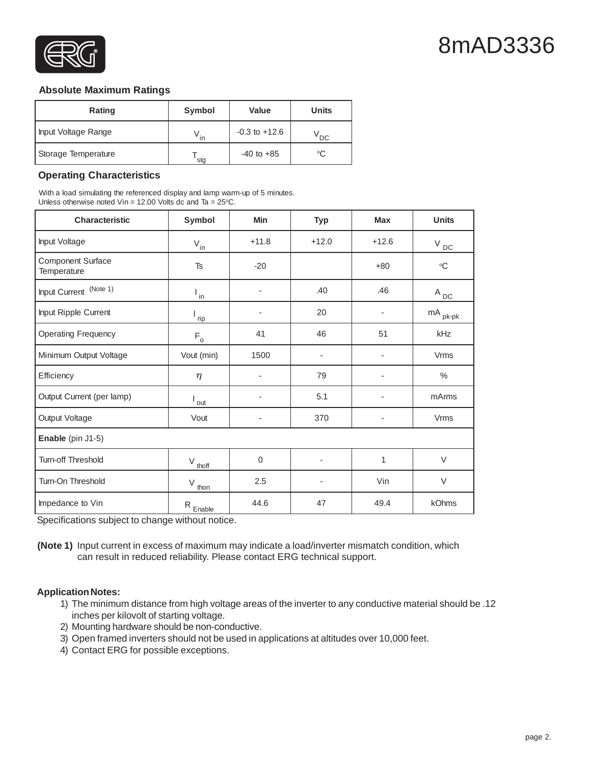# 8mAD3336

### Absolute Maximum Ratings

| Rating | Symbol | Value | Units |
|---|---|---|---|
| Input Voltage Range | $V_{in}$ | -0.3 to +12.6 | $V_{DC}$ |
| Storage Temperature | $T_{stg}$ | -40 to +85 | °C |

### Operating Characteristics

With a load simulating the referenced display and lamp warm-up of 5 minutes.
Unless otherwise noted Vin = 12.00 Volts dc and Ta = 25°C.

| Characteristic | Symbol | Min | Typ | Max | Units |
|---|---|---|---|---|---|
| Input Voltage | $V_{in}$ | +11.8 | +12.0 | +12.6 | $V_{DC}$ |
| Component Surface Temperature | Ts | -20 | | +80 | °C |
| Input Current (Note 1) | $I_{in}$ | - | .40 | .46 | $A_{DC}$ |
| Input Ripple Current | $I_{rip}$ | - | 20 | - | $mA_{pk\text{-}pk}$ |
| Operating Frequency | $F_o$ | 41 | 46 | 51 | kHz |
| Minimum Output Voltage | Vout (min) | 1500 | - | - | Vrms |
| Efficiency | $\eta$ | - | 79 | - | % |
| Output Current (per lamp) | $I_{out}$ | - | 5.1 | - | mArms |
| Output Voltage | Vout | - | 370 | - | Vrms |
| **Enable** (pin J1-5) | | | | | |
| Turn-off Threshold | $V_{thoff}$ | 0 | - | 1 | V |
| Turn-On Threshold | $V_{thon}$ | 2.5 | - | Vin | V |
| Impedance to Vin | $R_{Enable}$ | 44.6 | 47 | 49.4 | kOhms |

Specifications subject to change without notice.

**(Note 1)** Input current in excess of maximum may indicate a load/inverter mismatch condition, which can result in reduced reliability. Please contact ERG technical support.

**Application Notes:**

1) The minimum distance from high voltage areas of the inverter to any conductive material should be .12 inches per kilovolt of starting voltage.
2) Mounting hardware should be non-conductive.
3) Open framed inverters should not be used in applications at altitudes over 10,000 feet.
4) Contact ERG for possible exceptions.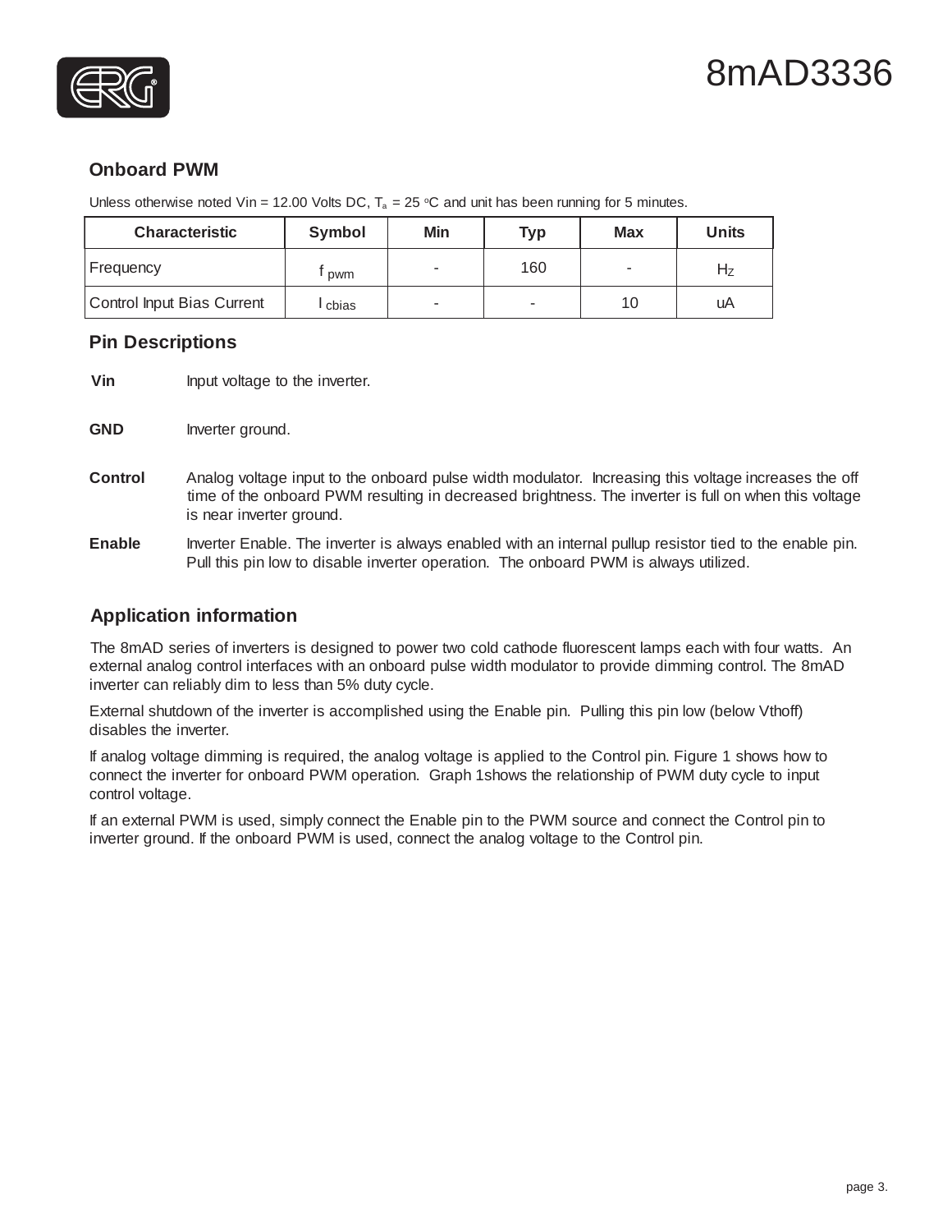## Onboard PWM

Unless otherwise noted Vin = 12.00 Volts DC, $T_a$ = 25 $^o$C and unit has been running for 5 minutes.

| Characteristic | Symbol | Min | Typ | Max | Units |
|---|---|---|---|---|---|
| Frequency | $f_{pwm}$ | - | 160 | - | Hz |
| Control Input Bias Current | $I_{cbias}$ | - | - | 10 | uA |

## Pin Descriptions

**Vin** Input voltage to the inverter.

**GND** Inverter ground.

**Control** Analog voltage input to the onboard pulse width modulator. Increasing this voltage increases the off time of the onboard PWM resulting in decreased brightness. The inverter is full on when this voltage is near inverter ground.

**Enable** Inverter Enable. The inverter is always enabled with an internal pullup resistor tied to the enable pin. Pull this pin low to disable inverter operation. The onboard PWM is always utilized.

## Application information

The 8mAD series of inverters is designed to power two cold cathode fluorescent lamps each with four watts. An external analog control interfaces with an onboard pulse width modulator to provide dimming control. The 8mAD inverter can reliably dim to less than 5% duty cycle.

External shutdown of the inverter is accomplished using the Enable pin. Pulling this pin low (below Vthoff) disables the inverter.

If analog voltage dimming is required, the analog voltage is applied to the Control pin. Figure 1 shows how to connect the inverter for onboard PWM operation. Graph 1shows the relationship of PWM duty cycle to input control voltage.

If an external PWM is used, simply connect the Enable pin to the PWM source and connect the Control pin to inverter ground. If the onboard PWM is used, connect the analog voltage to the Control pin.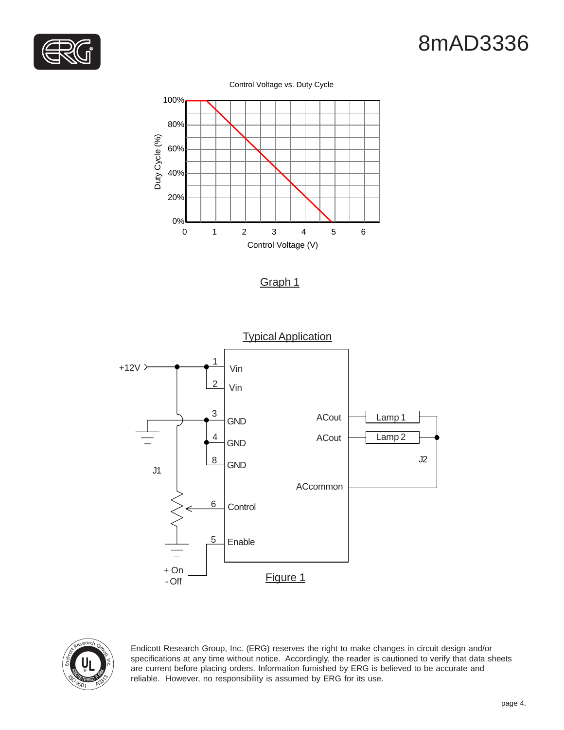Control Voltage vs. Duty Cycle

100%
80%
60%
40%
20%
0%

Duty Cycle (%)

0 1 2 3 4 5 6

Control Voltage (V)

Graph 1

Typical Application

+12V

1 Vin
2 Vin
3 GND
4 GND
8 GND
6 Control
5 Enable

J1

+ On
- Off

ACout
ACout
ACcommon

Lamp 1
Lamp 2

J2

Figure 1

Endicott Research Group, Inc. (ERG) reserves the right to make changes in circuit design and/or specifications at any time without notice. Accordingly, the reader is cautioned to verify that data sheets are current before placing orders. Information furnished by ERG is believed to be accurate and reliable. However, no responsibility is assumed by ERG for its use.